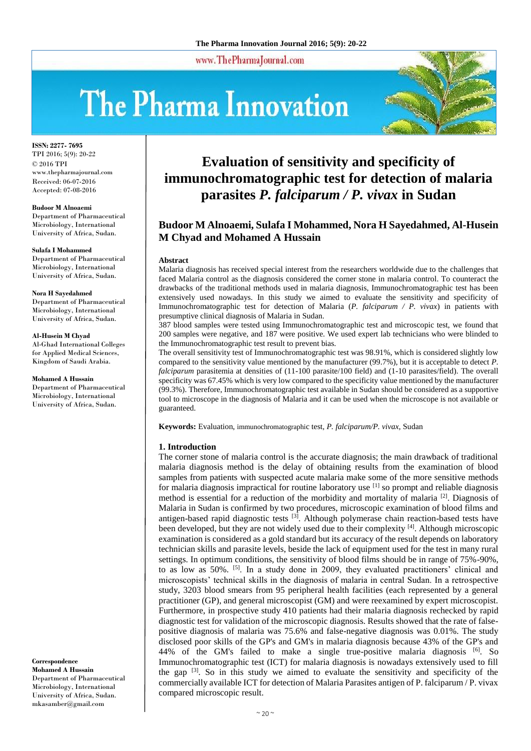# Evaluation of sensitivity and specificity of immunochromatographic test for detection of malaria parasites *P. falciparum / P. vivax* in Sudan

**Budoor M Alnoaemi, Sulafa I Mohammed, Nora H Sayedahmed, Al-Husein M Chyad and Mohamed A Hussain**

ISSN: 2277- 7695
TPI 2016; 5(9): 20-22
© 2016 TPI
www.thepharmajournal.com
Received: 06-07-2016
Accepted: 07-08-2016

**Budoor M Alnoaemi**
Department of Pharmaceutical Microbiology, International University of Africa, Sudan.

**Sulafa I Mohammed**
Department of Pharmaceutical Microbiology, International University of Africa, Sudan.

**Nora H Sayedahmed**
Department of Pharmaceutical Microbiology, International University of Africa, Sudan.

**Al-Husein M Chyad**
Al-Ghad International Colleges for Applied Medical Sciences, Kingdom of Saudi Arabia.

**Mohamed A Hussain**
Department of Pharmaceutical Microbiology, International University of Africa, Sudan.

**Correspondence**
**Mohamed A Hussain**
Department of Pharmaceutical Microbiology, International University of Africa, Sudan.
mkasamber@gmail.com

### Abstract

Malaria diagnosis has received special interest from the researchers worldwide due to the challenges that faced Malaria control as the diagnosis considered the corner stone in malaria control. To counteract the drawbacks of the traditional methods used in malaria diagnosis, Immunochromatographic test has been extensively used nowadays. In this study we aimed to evaluate the sensitivity and specificity of Immunochromatographic test for detection of Malaria (*P. falciparum / P. vivax*) in patients with presumptive clinical diagnosis of Malaria in Sudan.

387 blood samples were tested using Immunochromatographic test and microscopic test, we found that 200 samples were negative, and 187 were positive. We used expert lab technicians who were blinded to the Immunochromatographic test result to prevent bias.

The overall sensitivity test of Immunochromatographic test was 98.91%, which is considered slightly low compared to the sensitivity value mentioned by the manufacturer (99.7%), but it is acceptable to detect *P. falciparum* parasitemia at densities of (11-100 parasite/100 field) and (1-10 parasites/field). The overall specificity was 67.45% which is very low compared to the specificity value mentioned by the manufacturer (99.3%). Therefore, Immunochromatographic test available in Sudan should be considered as a supportive tool to microscope in the diagnosis of Malaria and it can be used when the microscope is not available or guaranteed.

**Keywords:** Evaluation, immunochromatographic test, *P. falciparum/P. vivax*, Sudan

## 1. Introduction

The corner stone of malaria control is the accurate diagnosis; the main drawback of traditional malaria diagnosis method is the delay of obtaining results from the examination of blood samples from patients with suspected acute malaria make some of the more sensitive methods for malaria diagnosis impractical for routine laboratory use [1] so prompt and reliable diagnosis method is essential for a reduction of the morbidity and mortality of malaria [2]. Diagnosis of Malaria in Sudan is confirmed by two procedures, microscopic examination of blood films and antigen-based rapid diagnostic tests [3]. Although polymerase chain reaction-based tests have been developed, but they are not widely used due to their complexity [4]. Although microscopic examination is considered as a gold standard but its accuracy of the result depends on laboratory technician skills and parasite levels, beside the lack of equipment used for the test in many rural settings. In optimum conditions, the sensitivity of blood films should be in range of 75%-90%, to as low as 50%. [5]. In a study done in 2009, they evaluated practitioners' clinical and microscopists' technical skills in the diagnosis of malaria in central Sudan. In a retrospective study, 3203 blood smears from 95 peripheral health facilities (each represented by a general practitioner (GP), and general microscopist (GM) and were reexamined by expert microscopist. Furthermore, in prospective study 410 patients had their malaria diagnosis rechecked by rapid diagnostic test for validation of the microscopic diagnosis. Results showed that the rate of false-positive diagnosis of malaria was 75.6% and false-negative diagnosis was 0.01%. The study disclosed poor skills of the GP's and GM's in malaria diagnosis because 43% of the GP's and 44% of the GM's failed to make a single true-positive malaria diagnosis [6]. So Immunochromatographic test (ICT) for malaria diagnosis is nowadays extensively used to fill the gap [3]. So in this study we aimed to evaluate the sensitivity and specificity of the commercially available ICT for detection of Malaria Parasites antigen of P. falciparum / P. vivax compared microscopic result.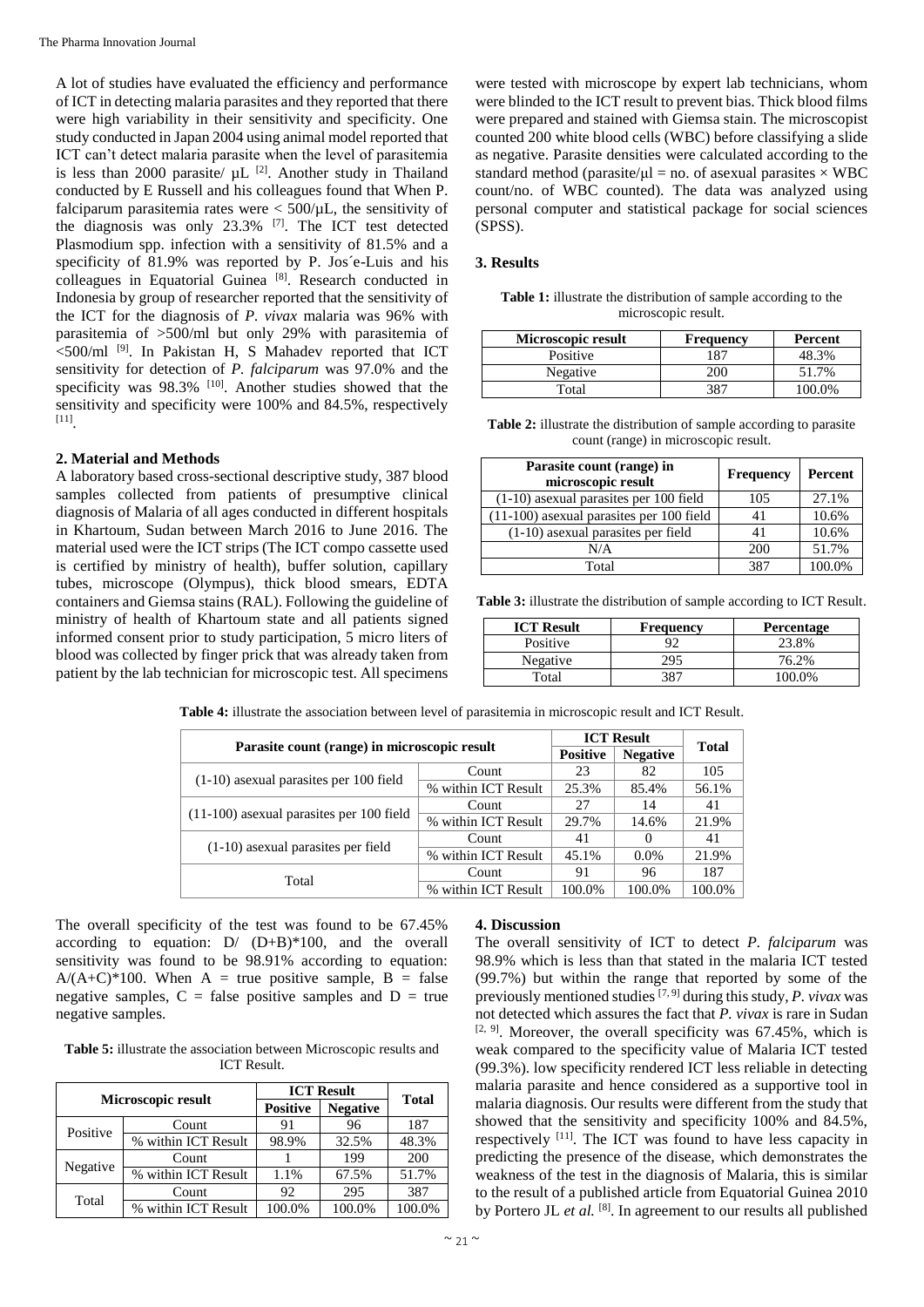A lot of studies have evaluated the efficiency and performance of ICT in detecting malaria parasites and they reported that there were high variability in their sensitivity and specificity. One study conducted in Japan 2004 using animal model reported that ICT can't detect malaria parasite when the level of parasitemia is less than 2000 parasite/ µL [2]. Another study in Thailand conducted by E Russell and his colleagues found that When P. falciparum parasitemia rates were < 500/µL, the sensitivity of the diagnosis was only 23.3% [7]. The ICT test detected Plasmodium spp. infection with a sensitivity of 81.5% and a specificity of 81.9% was reported by P. Jos´e-Luis and his colleagues in Equatorial Guinea [8]. Research conducted in Indonesia by group of researcher reported that the sensitivity of the ICT for the diagnosis of *P. vivax* malaria was 96% with parasitemia of >500/ml but only 29% with parasitemia of <500/ml [9]. In Pakistan H, S Mahadev reported that ICT sensitivity for detection of *P. falciparum* was 97.0% and the specificity was 98.3% [10]. Another studies showed that the sensitivity and specificity were 100% and 84.5%, respectively [11].

## 2. Material and Methods

A laboratory based cross-sectional descriptive study, 387 blood samples collected from patients of presumptive clinical diagnosis of Malaria of all ages conducted in different hospitals in Khartoum, Sudan between March 2016 to June 2016. The material used were the ICT strips (The ICT compo cassette used is certified by ministry of health), buffer solution, capillary tubes, microscope (Olympus), thick blood smears, EDTA containers and Giemsa stains (RAL). Following the guideline of ministry of health of Khartoum state and all patients signed informed consent prior to study participation, 5 micro liters of blood was collected by finger prick that was already taken from patient by the lab technician for microscopic test. All specimens were tested with microscope by expert lab technicians, whom were blinded to the ICT result to prevent bias. Thick blood films were prepared and stained with Giemsa stain. The microscopist counted 200 white blood cells (WBC) before classifying a slide as negative. Parasite densities were calculated according to the standard method (parasite/µl = no. of asexual parasites × WBC count/no. of WBC counted). The data was analyzed using personal computer and statistical package for social sciences (SPSS).

## 3. Results

**Table 1:** illustrate the distribution of sample according to the microscopic result.

| Microscopic result | Frequency | Percent |
|---|---|---|
| Positive | 187 | 48.3% |
| Negative | 200 | 51.7% |
| Total | 387 | 100.0% |

**Table 2:** illustrate the distribution of sample according to parasite count (range) in microscopic result.

| Parasite count (range) in microscopic result | Frequency | Percent |
|---|---|---|
| (1-10) asexual parasites per 100 field | 105 | 27.1% |
| (11-100) asexual parasites per 100 field | 41 | 10.6% |
| (1-10) asexual parasites per field | 41 | 10.6% |
| N/A | 200 | 51.7% |
| Total | 387 | 100.0% |

**Table 3:** illustrate the distribution of sample according to ICT Result.

| ICT Result | Frequency | Percentage |
|---|---|---|
| Positive | 92 | 23.8% |
| Negative | 295 | 76.2% |
| Total | 387 | 100.0% |

**Table 4:** illustrate the association between level of parasitemia in microscopic result and ICT Result.

| Parasite count (range) in microscopic result | | ICT Result | | Total |
|---|---|---|---|---|
| | | Positive | Negative | |
| (1-10) asexual parasites per 100 field | Count | 23 | 82 | 105 |
| | % within ICT Result | 25.3% | 85.4% | 56.1% |
| (11-100) asexual parasites per 100 field | Count | 27 | 14 | 41 |
| | % within ICT Result | 29.7% | 14.6% | 21.9% |
| (1-10) asexual parasites per field | Count | 41 | 0 | 41 |
| | % within ICT Result | 45.1% | 0.0% | 21.9% |
| Total | Count | 91 | 96 | 187 |
| | % within ICT Result | 100.0% | 100.0% | 100.0% |

The overall specificity of the test was found to be 67.45% according to equation: $D/(D+B)*100$, and the overall sensitivity was found to be 98.91% according to equation: $A/(A+C)*100$. When A = true positive sample, B = false negative samples, C = false positive samples and D = true negative samples.

**Table 5:** illustrate the association between Microscopic results and ICT Result.

| Microscopic result | | ICT Result | | Total |
|---|---|---|---|---|
| | | Positive | Negative | |
| Positive | Count | 91 | 96 | 187 |
| | % within ICT Result | 98.9% | 32.5% | 48.3% |
| Negative | Count | 1 | 199 | 200 |
| | % within ICT Result | 1.1% | 67.5% | 51.7% |
| Total | Count | 92 | 295 | 387 |
| | % within ICT Result | 100.0% | 100.0% | 100.0% |

## 4. Discussion

The overall sensitivity of ICT to detect *P. falciparum* was 98.9% which is less than that stated in the malaria ICT tested (99.7%) but within the range that reported by some of the previously mentioned studies [7, 9] during this study, *P. vivax* was not detected which assures the fact that *P. vivax* is rare in Sudan [2, 9]. Moreover, the overall specificity was 67.45%, which is weak compared to the specificity value of Malaria ICT tested (99.3%). low specificity rendered ICT less reliable in detecting malaria parasite and hence considered as a supportive tool in malaria diagnosis. Our results were different from the study that showed that the sensitivity and specificity 100% and 84.5%, respectively [11]. The ICT was found to have less capacity in predicting the presence of the disease, which demonstrates the weakness of the test in the diagnosis of Malaria, this is similar to the result of a published article from Equatorial Guinea 2010 by Portero JL *et al.* [8]. In agreement to our results all published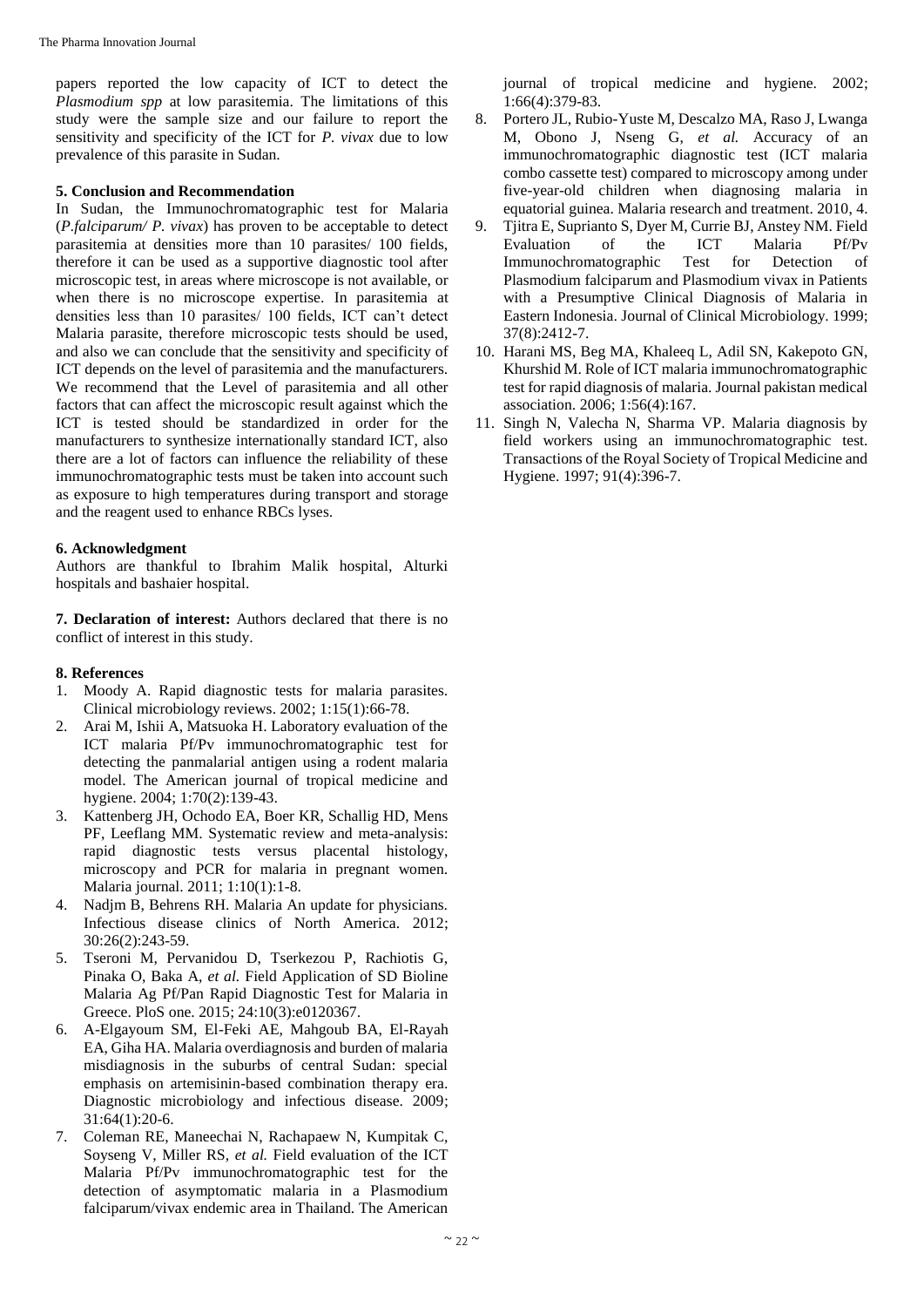papers reported the low capacity of ICT to detect the *Plasmodium spp* at low parasitemia. The limitations of this study were the sample size and our failure to report the sensitivity and specificity of the ICT for *P. vivax* due to low prevalence of this parasite in Sudan.

## 5. Conclusion and Recommendation

In Sudan, the Immunochromatographic test for Malaria (*P.falciparum/ P. vivax*) has proven to be acceptable to detect parasitemia at densities more than 10 parasites/ 100 fields, therefore it can be used as a supportive diagnostic tool after microscopic test, in areas where microscope is not available, or when there is no microscope expertise. In parasitemia at densities less than 10 parasites/ 100 fields, ICT can't detect Malaria parasite, therefore microscopic tests should be used, and also we can conclude that the sensitivity and specificity of ICT depends on the level of parasitemia and the manufacturers. We recommend that the Level of parasitemia and all other factors that can affect the microscopic result against which the ICT is tested should be standardized in order for the manufacturers to synthesize internationally standard ICT, also there are a lot of factors can influence the reliability of these immunochromatographic tests must be taken into account such as exposure to high temperatures during transport and storage and the reagent used to enhance RBCs lyses.

## 6. Acknowledgment

Authors are thankful to Ibrahim Malik hospital, Alturki hospitals and bashaier hospital.

**7. Declaration of interest:** Authors declared that there is no conflict of interest in this study.

## 8. References

1. Moody A. Rapid diagnostic tests for malaria parasites. Clinical microbiology reviews. 2002; 1:15(1):66-78.
2. Arai M, Ishii A, Matsuoka H. Laboratory evaluation of the ICT malaria Pf/Pv immunochromatographic test for detecting the panmalarial antigen using a rodent malaria model. The American journal of tropical medicine and hygiene. 2004; 1:70(2):139-43.
3. Kattenberg JH, Ochodo EA, Boer KR, Schallig HD, Mens PF, Leeflang MM. Systematic review and meta-analysis: rapid diagnostic tests versus placental histology, microscopy and PCR for malaria in pregnant women. Malaria journal. 2011; 1:10(1):1-8.
4. Nadjm B, Behrens RH. Malaria An update for physicians. Infectious disease clinics of North America. 2012; 30:26(2):243-59.
5. Tseroni M, Pervanidou D, Tserkezou P, Rachiotis G, Pinaka O, Baka A, *et al.* Field Application of SD Bioline Malaria Ag Pf/Pan Rapid Diagnostic Test for Malaria in Greece. PloS one. 2015; 24:10(3):e0120367.
6. A-Elgayoum SM, El-Feki AE, Mahgoub BA, El-Rayah EA, Giha HA. Malaria overdiagnosis and burden of malaria misdiagnosis in the suburbs of central Sudan: special emphasis on artemisinin-based combination therapy era. Diagnostic microbiology and infectious disease. 2009; 31:64(1):20-6.
7. Coleman RE, Maneechai N, Rachapaew N, Kumpitak C, Soyseng V, Miller RS, *et al.* Field evaluation of the ICT Malaria Pf/Pv immunochromatographic test for the detection of asymptomatic malaria in a Plasmodium falciparum/vivax endemic area in Thailand. The American journal of tropical medicine and hygiene. 2002; 1:66(4):379-83.
8. Portero JL, Rubio-Yuste M, Descalzo MA, Raso J, Lwanga M, Obono J, Nseng G, *et al.* Accuracy of an immunochromatographic diagnostic test (ICT malaria combo cassette test) compared to microscopy among under five-year-old children when diagnosing malaria in equatorial guinea. Malaria research and treatment. 2010, 4.
9. Tjitra E, Suprianto S, Dyer M, Currie BJ, Anstey NM. Field Evaluation of the ICT Malaria Pf/Pv Immunochromatographic Test for Detection of Plasmodium falciparum and Plasmodium vivax in Patients with a Presumptive Clinical Diagnosis of Malaria in Eastern Indonesia. Journal of Clinical Microbiology. 1999; 37(8):2412-7.
10. Harani MS, Beg MA, Khaleeq L, Adil SN, Kakepoto GN, Khurshid M. Role of ICT malaria immunochromatographic test for rapid diagnosis of malaria. Journal pakistan medical association. 2006; 1:56(4):167.
11. Singh N, Valecha N, Sharma VP. Malaria diagnosis by field workers using an immunochromatographic test. Transactions of the Royal Society of Tropical Medicine and Hygiene. 1997; 91(4):396-7.